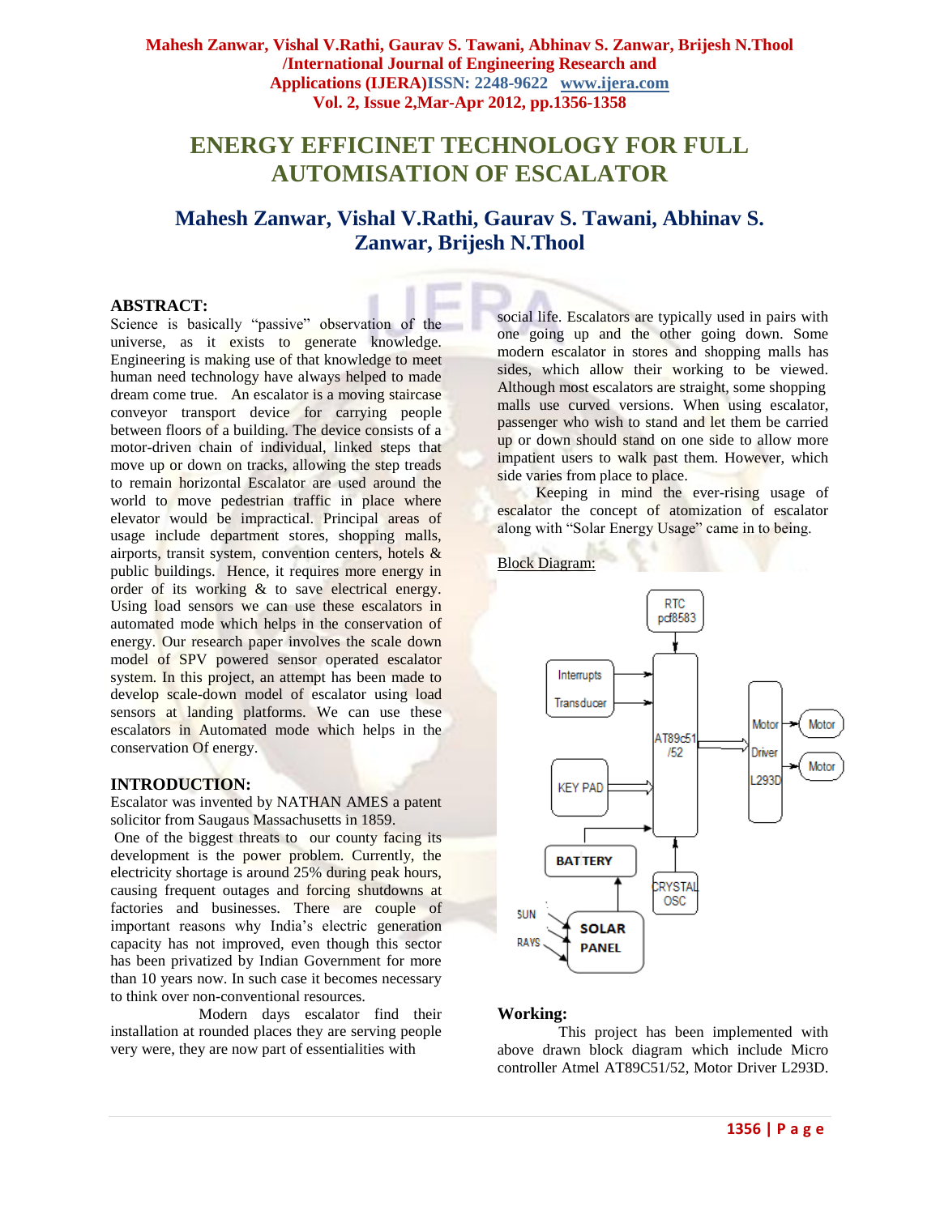# ENERGY EFFICINET TECHNOLOGY FOR FULL AUTOMISATION OF ESCALATOR

## Mahesh Zanwar, Vishal V.Rathi, Gaurav S. Tawani, Abhinav S. Zanwar, Brijesh N.Thool

### ABSTRACT:

Science is basically "passive" observation of the universe, as it exists to generate knowledge. Engineering is making use of that knowledge to meet human need technology have always helped to made dream come true. An escalator is a moving staircase conveyor transport device for carrying people between floors of a building. The device consists of a motor-driven chain of individual, linked steps that move up or down on tracks, allowing the step treads to remain horizontal Escalator are used around the world to move pedestrian traffic in place where elevator would be impractical. Principal areas of usage include department stores, shopping malls, airports, transit system, convention centers, hotels & public buildings. Hence, it requires more energy in order of its working & to save electrical energy. Using load sensors we can use these escalators in automated mode which helps in the conservation of energy. Our research paper involves the scale down model of SPV powered sensor operated escalator system. In this project, an attempt has been made to develop scale-down model of escalator using load sensors at landing platforms. We can use these escalators in Automated mode which helps in the conservation Of energy.

### INTRODUCTION:

Escalator was invented by NATHAN AMES a patent solicitor from Saugaus Massachusetts in 1859.

One of the biggest threats to our county facing its development is the power problem. Currently, the electricity shortage is around 25% during peak hours, causing frequent outages and forcing shutdowns at factories and businesses. There are couple of important reasons why India's electric generation capacity has not improved, even though this sector has been privatized by Indian Government for more than 10 years now. In such case it becomes necessary to think over non-conventional resources.

Modern days escalator find their installation at rounded places they are serving people very were, they are now part of essentialities with social life. Escalators are typically used in pairs with one going up and the other going down. Some modern escalator in stores and shopping malls has sides, which allow their working to be viewed. Although most escalators are straight, some shopping malls use curved versions. When using escalator, passenger who wish to stand and let them be carried up or down should stand on one side to allow more impatient users to walk past them. However, which side varies from place to place.

Keeping in mind the ever-rising usage of escalator the concept of atomization of escalator along with "Solar Energy Usage" came in to being.

Block Diagram:

RTC pcf8583 → AT89c51/52; Interrupts → AT89c51/52; Transducer → AT89c51/52; KEY PAD → AT89c51/52; BATTERY → AT89c51/52; CRYSTAL OSC → AT89c51/52; AT89c51/52 → Motor Driver L293D → Motor, Motor; SUN RAYS → SOLAR PANEL → BATTERY

### Working:

This project has been implemented with above drawn block diagram which include Micro controller Atmel AT89C51/52, Motor Driver L293D.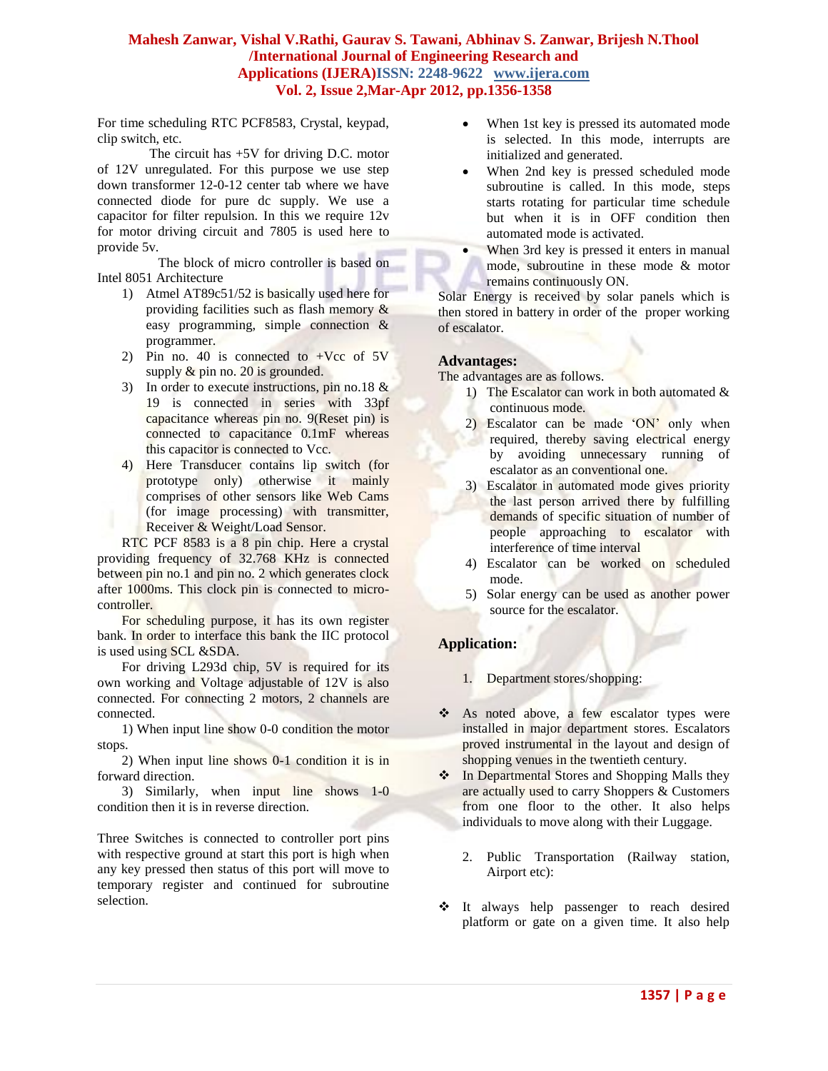For time scheduling RTC PCF8583, Crystal, keypad, clip switch, etc.

The circuit has +5V for driving D.C. motor of 12V unregulated. For this purpose we use step down transformer 12-0-12 center tab where we have connected diode for pure dc supply. We use a capacitor for filter repulsion. In this we require 12v for motor driving circuit and 7805 is used here to provide 5v.

The block of micro controller is based on Intel 8051 Architecture

1) Atmel AT89c51/52 is basically used here for providing facilities such as flash memory & easy programming, simple connection & programmer.
2) Pin no. 40 is connected to +Vcc of 5V supply & pin no. 20 is grounded.
3) In order to execute instructions, pin no.18 & 19 is connected in series with 33pf capacitance whereas pin no. 9(Reset pin) is connected to capacitance 0.1mF whereas this capacitor is connected to Vcc.
4) Here Transducer contains lip switch (for prototype only) otherwise it mainly comprises of other sensors like Web Cams (for image processing) with transmitter, Receiver & Weight/Load Sensor.

RTC PCF 8583 is a 8 pin chip. Here a crystal providing frequency of 32.768 KHz is connected between pin no.1 and pin no. 2 which generates clock after 1000ms. This clock pin is connected to micro-controller.

For scheduling purpose, it has its own register bank. In order to interface this bank the IIC protocol is used using SCL &SDA.

For driving L293d chip, 5V is required for its own working and Voltage adjustable of 12V is also connected. For connecting 2 motors, 2 channels are connected.

1) When input line show 0-0 condition the motor stops.

2) When input line shows 0-1 condition it is in forward direction.

3) Similarly, when input line shows 1-0 condition then it is in reverse direction.

Three Switches is connected to controller port pins with respective ground at start this port is high when any key pressed then status of this port will move to temporary register and continued for subroutine selection.

- When 1st key is pressed its automated mode is selected. In this mode, interrupts are initialized and generated.
- When 2nd key is pressed scheduled mode subroutine is called. In this mode, steps starts rotating for particular time schedule but when it is in OFF condition then automated mode is activated.
- When 3rd key is pressed it enters in manual mode, subroutine in these mode & motor remains continuously ON.

Solar Energy is received by solar panels which is then stored in battery in order of the proper working of escalator.

## Advantages:

The advantages are as follows.

1) The Escalator can work in both automated & continuous mode.
2) Escalator can be made 'ON' only when required, thereby saving electrical energy by avoiding unnecessary running of escalator as an conventional one.
3) Escalator in automated mode gives priority the last person arrived there by fulfilling demands of specific situation of number of people approaching to escalator with interference of time interval
4) Escalator can be worked on scheduled mode.
5) Solar energy can be used as another power source for the escalator.

## Application:

1. Department stores/shopping:

- As noted above, a few escalator types were installed in major department stores. Escalators proved instrumental in the layout and design of shopping venues in the twentieth century.
- In Departmental Stores and Shopping Malls they are actually used to carry Shoppers & Customers from one floor to the other. It also helps individuals to move along with their Luggage.

2. Public Transportation (Railway station, Airport etc):

- It always help passenger to reach desired platform or gate on a given time. It also help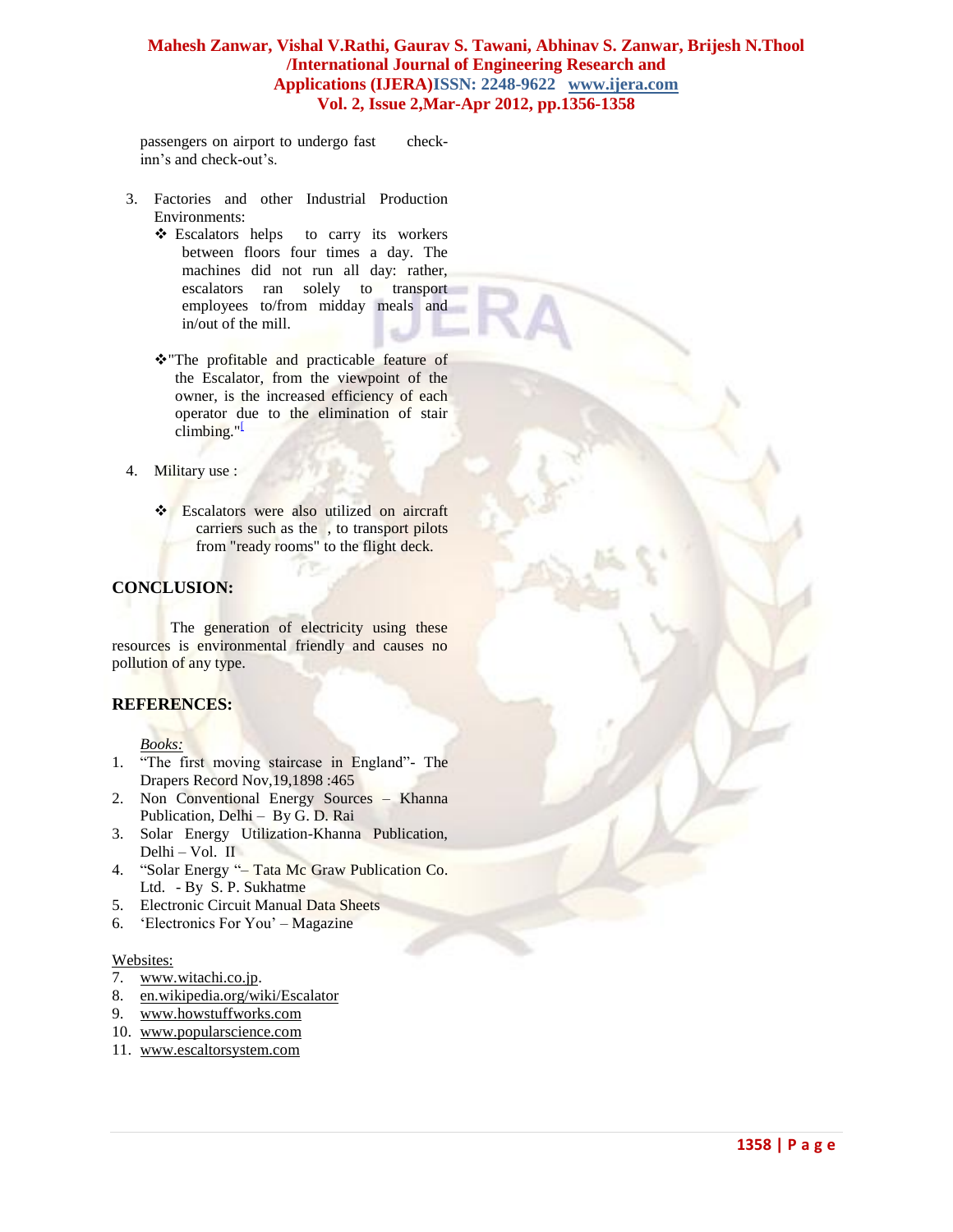passengers on airport to undergo fast check-inn's and check-out's.

3. Factories and other Industrial Production Environments:
   - ❖ Escalators helps to carry its workers between floors four times a day. The machines did not run all day: rather, escalators ran solely to transport employees to/from midday meals and in/out of the mill.

   - ❖"The profitable and practicable feature of the Escalator, from the viewpoint of the owner, is the increased efficiency of each operator due to the elimination of stair climbing."[f]

4. Military use :

   - ❖ Escalators were also utilized on aircraft carriers such as the , to transport pilots from "ready rooms" to the flight deck.

## CONCLUSION:

The generation of electricity using these resources is environmental friendly and causes no pollution of any type.

## REFERENCES:

*Books:*

1. "The first moving staircase in England"- The Drapers Record Nov,19,1898 :465
2. Non Conventional Energy Sources – Khanna Publication, Delhi – By G. D. Rai
3. Solar Energy Utilization-Khanna Publication, Delhi – Vol. II
4. "Solar Energy "– Tata Mc Graw Publication Co. Ltd. - By S. P. Sukhatme
5. Electronic Circuit Manual Data Sheets
6. 'Electronics For You' – Magazine

Websites:

7. www.witachi.co.jp.
8. en.wikipedia.org/wiki/Escalator
9. www.howstuffworks.com
10. www.popularscience.com
11. www.escaltorsystem.com